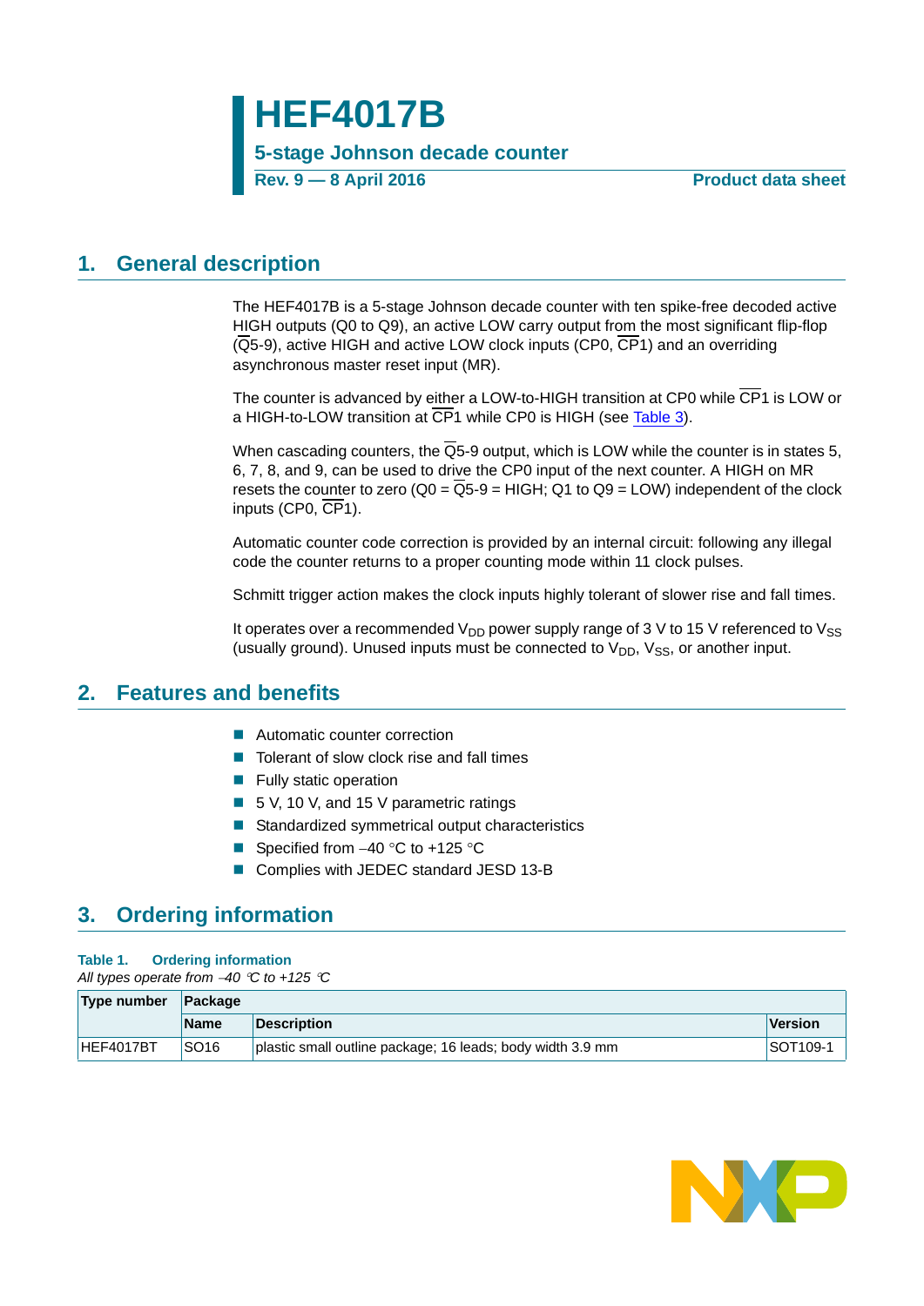// Overbars on signal names (Q5-9, CP1) are rendered with LaTeX \overline.
# HEF4017B

**5-stage Johnson decade counter**

**Rev. 9 — 8 April 2016** **Product data sheet**

## 1. General description

The HEF4017B is a 5-stage Johnson decade counter with ten spike-free decoded active HIGH outputs (Q0 to Q9), an active LOW carry output from the most significant flip-flop ($\overline{Q5\text{-}9}$), active HIGH and active LOW clock inputs (CP0, $\overline{CP1}$) and an overriding asynchronous master reset input (MR).

The counter is advanced by either a LOW-to-HIGH transition at CP0 while $\overline{CP1}$ is LOW or a HIGH-to-LOW transition at $\overline{CP1}$ while CP0 is HIGH (see Table 3).

When cascading counters, the $\overline{Q5\text{-}9}$ output, which is LOW while the counter is in states 5, 6, 7, 8, and 9, can be used to drive the CP0 input of the next counter. A HIGH on MR resets the counter to zero (Q0 = $\overline{Q5\text{-}9}$ = HIGH; Q1 to Q9 = LOW) independent of the clock inputs (CP0, $\overline{CP1}$).

Automatic counter code correction is provided by an internal circuit: following any illegal code the counter returns to a proper counting mode within 11 clock pulses.

Schmitt trigger action makes the clock inputs highly tolerant of slower rise and fall times.

It operates over a recommended $V_{DD}$ power supply range of 3 V to 15 V referenced to $V_{SS}$ (usually ground). Unused inputs must be connected to $V_{DD}$, $V_{SS}$, or another input.

## 2. Features and benefits

- Automatic counter correction
- Tolerant of slow clock rise and fall times
- Fully static operation
- 5 V, 10 V, and 15 V parametric ratings
- Standardized symmetrical output characteristics
- Specified from –40 °C to +125 °C
- Complies with JEDEC standard JESD 13-B

## 3. Ordering information

**Table 1. Ordering information**

*All types operate from –40 °C to +125 °C*

| Type number | Package | | |
|---|---|---|---|
| | Name | Description | Version |
| HEF4017BT | SO16 | plastic small outline package; 16 leads; body width 3.9 mm | SOT109-1 |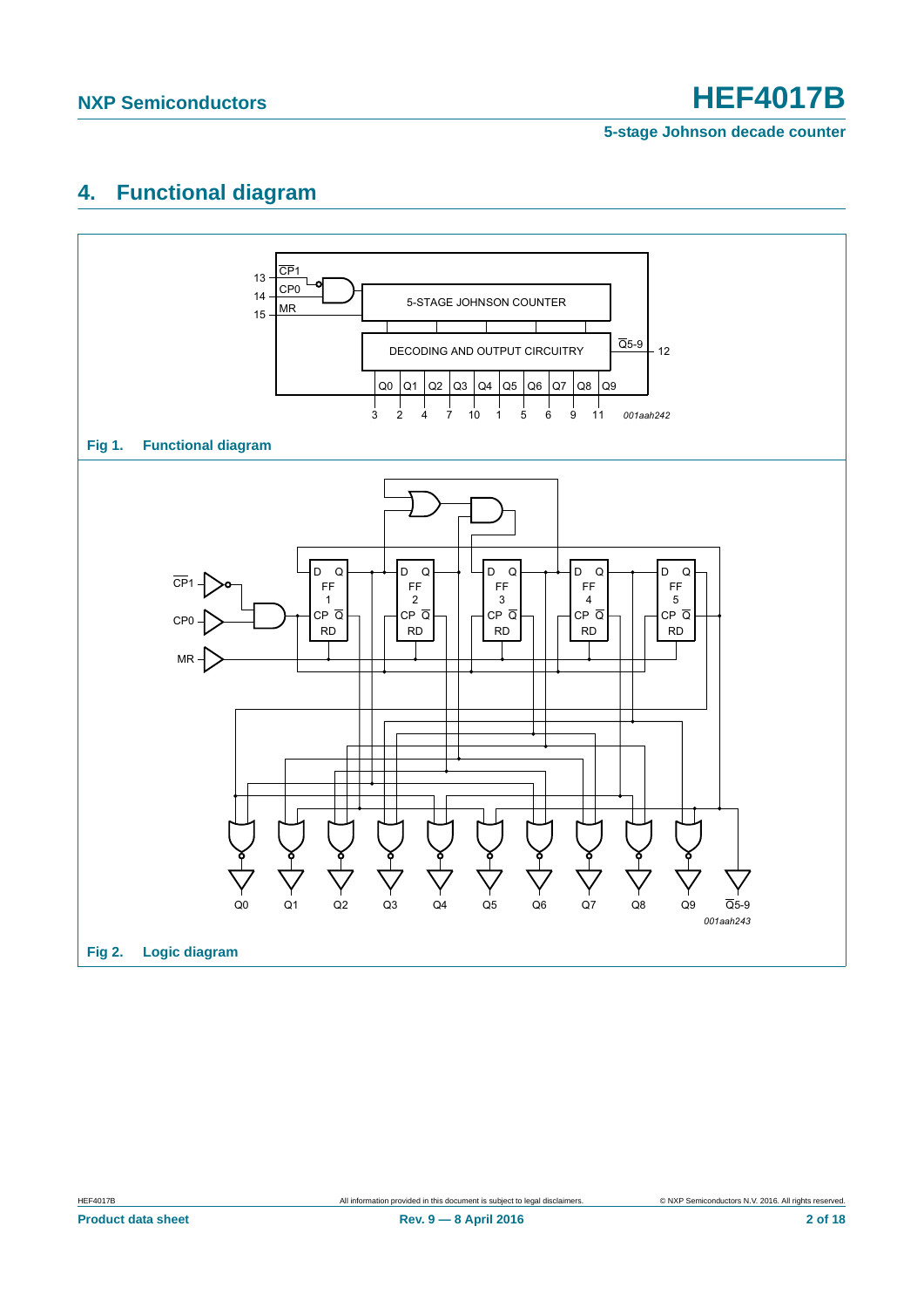## 4. Functional diagram

Fig 1. Functional diagram

Fig 2. Logic diagram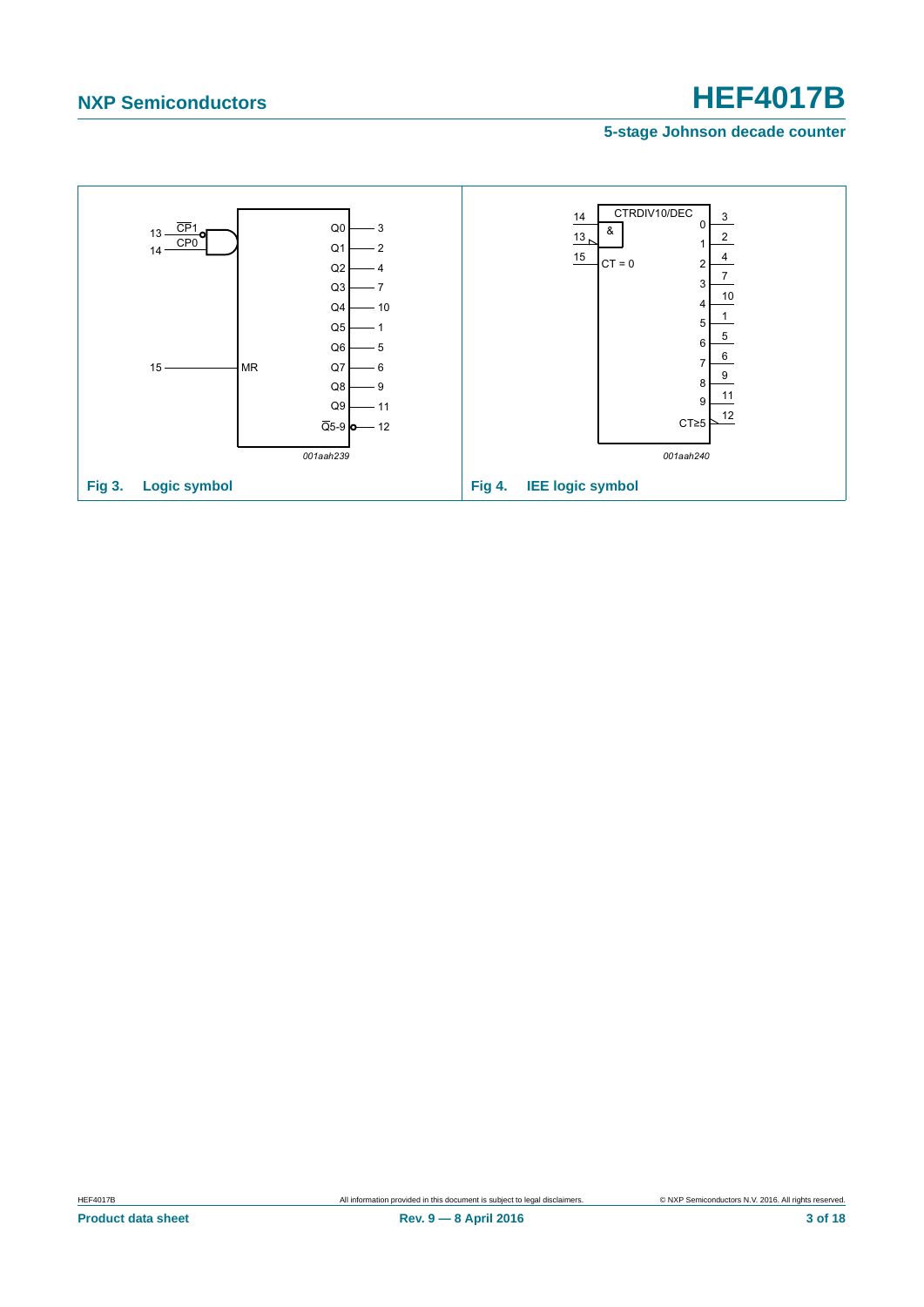Fig 3. Logic symbol

Fig 4. IEE logic symbol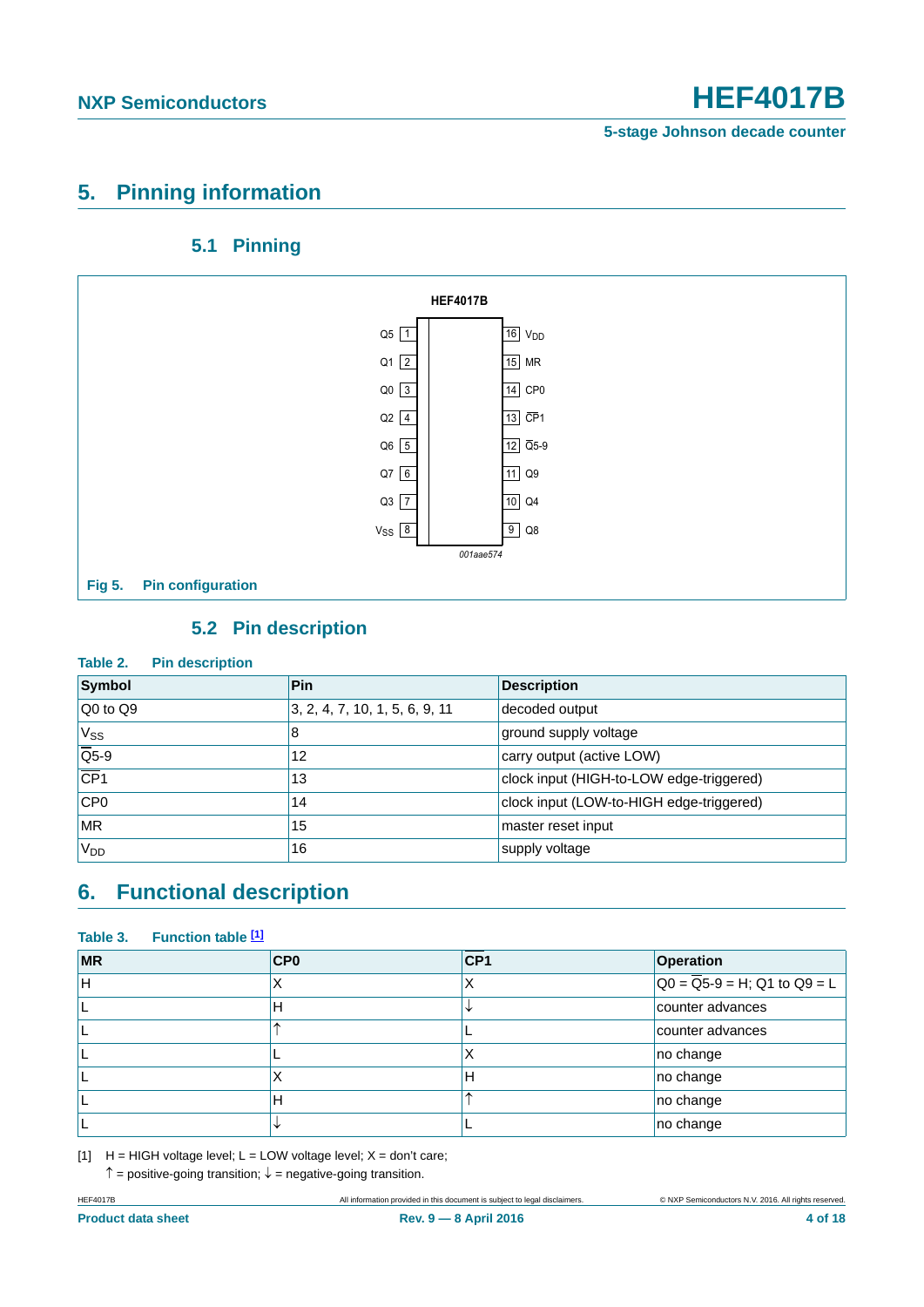## 5. Pinning information

### 5.1 Pinning

HEF4017B

| Pin | Symbol | | Pin | Symbol |
|---|---|---|---|---|
| 1 | Q5 | | 16 | $V_{DD}$ |
| 2 | Q1 | | 15 | MR |
| 3 | Q0 | | 14 | CP0 |
| 4 | Q2 | | 13 | $\overline{CP1}$ |
| 5 | Q6 | | 12 | $\overline{Q5\text{-}9}$ |
| 6 | Q7 | | 11 | Q9 |
| 7 | Q3 | | 10 | Q4 |
| 8 | $V_{SS}$ | | 9 | Q8 |

001aae574

**Fig 5. Pin configuration**

### 5.2 Pin description

**Table 2. Pin description**

| Symbol | Pin | Description |
|---|---|---|
| Q0 to Q9 | 3, 2, 4, 7, 10, 1, 5, 6, 9, 11 | decoded output |
| $V_{SS}$ | 8 | ground supply voltage |
| $\overline{Q5\text{-}9}$ | 12 | carry output (active LOW) |
| $\overline{CP1}$ | 13 | clock input (HIGH-to-LOW edge-triggered) |
| CP0 | 14 | clock input (LOW-to-HIGH edge-triggered) |
| MR | 15 | master reset input |
| $V_{DD}$ | 16 | supply voltage |

## 6. Functional description

**Table 3. Function table [1]**

| MR | CP0 | $\overline{CP1}$ | Operation |
|---|---|---|---|
| H | X | X | Q0 = $\overline{Q5\text{-}9}$ = H; Q1 to Q9 = L |
| L | H | ↓ | counter advances |
| L | ↑ | L | counter advances |
| L | L | X | no change |
| L | X | H | no change |
| L | H | ↑ | no change |
| L | ↓ | L | no change |

[1] H = HIGH voltage level; L = LOW voltage level; X = don't care;
↑ = positive-going transition; ↓ = negative-going transition.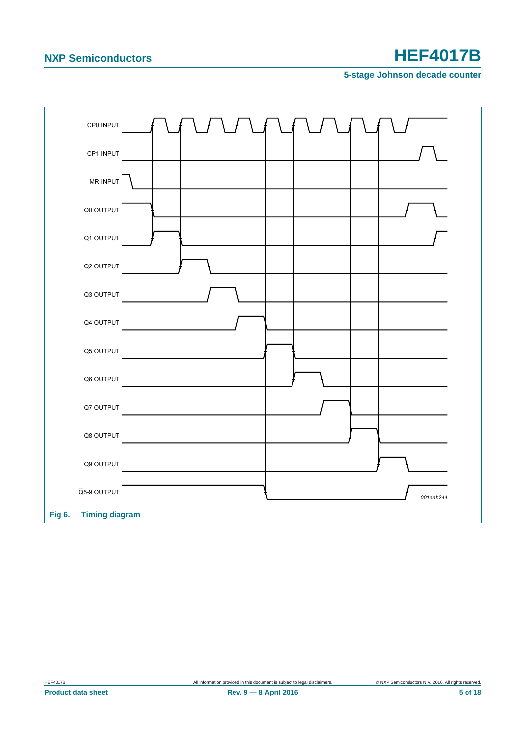CP0 INPUT

$\overline{CP1}$ INPUT

MR INPUT

Q0 OUTPUT

Q1 OUTPUT

Q2 OUTPUT

Q3 OUTPUT

Q4 OUTPUT

Q5 OUTPUT

Q6 OUTPUT

Q7 OUTPUT

Q8 OUTPUT

Q9 OUTPUT

$\overline{Q}$5-9 OUTPUT

*001aah244*

**Fig 6. Timing diagram**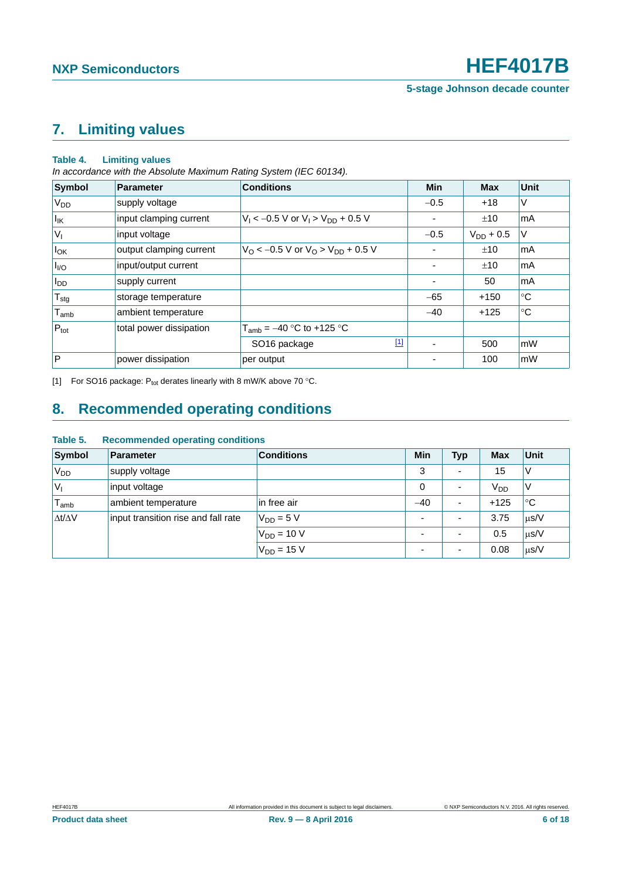## 7. Limiting values

**Table 4. Limiting values**

*In accordance with the Absolute Maximum Rating System (IEC 60134).*

| Symbol | Parameter | Conditions | Min | Max | Unit |
|---|---|---|---|---|---|
| $V_{DD}$ | supply voltage | | −0.5 | +18 | V |
| $I_{IK}$ | input clamping current | $V_I < -0.5$ V or $V_I > V_{DD} + 0.5$ V | - | ±10 | mA |
| $V_I$ | input voltage | | −0.5 | $V_{DD} + 0.5$ | V |
| $I_{OK}$ | output clamping current | $V_O < -0.5$ V or $V_O > V_{DD} + 0.5$ V | - | ±10 | mA |
| $I_{I/O}$ | input/output current | | - | ±10 | mA |
| $I_{DD}$ | supply current | | - | 50 | mA |
| $T_{stg}$ | storage temperature | | −65 | +150 | °C |
| $T_{amb}$ | ambient temperature | | −40 | +125 | °C |
| $P_{tot}$ | total power dissipation | $T_{amb} = -40$ °C to +125 °C | | | |
| | | SO16 package [1] | - | 500 | mW |
| P | power dissipation | per output | - | 100 | mW |

[1] For SO16 package: $P_{tot}$ derates linearly with 8 mW/K above 70 °C.

## 8. Recommended operating conditions

**Table 5. Recommended operating conditions**

| Symbol | Parameter | Conditions | Min | Typ | Max | Unit |
|---|---|---|---|---|---|---|
| $V_{DD}$ | supply voltage | | 3 | - | 15 | V |
| $V_I$ | input voltage | | 0 | - | $V_{DD}$ | V |
| $T_{amb}$ | ambient temperature | in free air | −40 | - | +125 | °C |
| $\Delta t/\Delta V$ | input transition rise and fall rate | $V_{DD} = 5$ V | - | - | 3.75 | μs/V |
| | | $V_{DD} = 10$ V | - | - | 0.5 | μs/V |
| | | $V_{DD} = 15$ V | - | - | 0.08 | μs/V |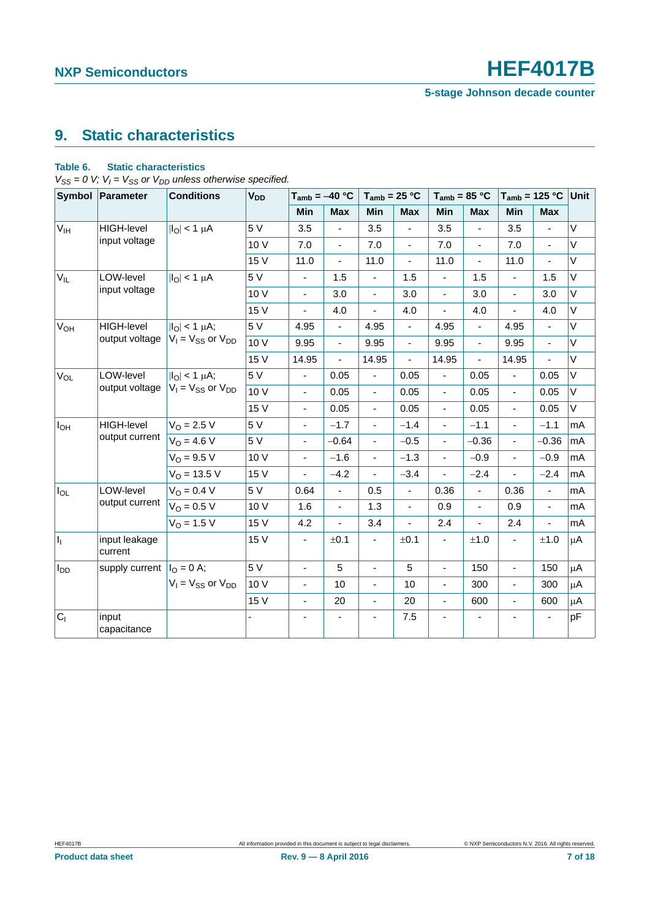## 9. Static characteristics

**Table 6. Static characteristics**

*$V_{SS}$ = 0 V; $V_I$ = $V_{SS}$ or $V_{DD}$ unless otherwise specified.*

| Symbol | Parameter | Conditions | $V_{DD}$ | $T_{amb}$ = −40 °C | | $T_{amb}$ = 25 °C | | $T_{amb}$ = 85 °C | | $T_{amb}$ = 125 °C | | Unit |
|---|---|---|---|---|---|---|---|---|---|---|---|---|
| | | | | Min | Max | Min | Max | Min | Max | Min | Max | |
| $V_{IH}$ | HIGH-level input voltage | $\lvert I_O \rvert$ < 1 μA | 5 V | 3.5 | - | 3.5 | - | 3.5 | - | 3.5 | - | V |
| | | | 10 V | 7.0 | - | 7.0 | - | 7.0 | - | 7.0 | - | V |
| | | | 15 V | 11.0 | - | 11.0 | - | 11.0 | - | 11.0 | - | V |
| $V_{IL}$ | LOW-level input voltage | $\lvert I_O \rvert$ < 1 μA | 5 V | - | 1.5 | - | 1.5 | - | 1.5 | - | 1.5 | V |
| | | | 10 V | - | 3.0 | - | 3.0 | - | 3.0 | - | 3.0 | V |
| | | | 15 V | - | 4.0 | - | 4.0 | - | 4.0 | - | 4.0 | V |
| $V_{OH}$ | HIGH-level output voltage | $\lvert I_O \rvert$ < 1 μA; $V_I$ = $V_{SS}$ or $V_{DD}$ | 5 V | 4.95 | - | 4.95 | - | 4.95 | - | 4.95 | - | V |
| | | | 10 V | 9.95 | - | 9.95 | - | 9.95 | - | 9.95 | - | V |
| | | | 15 V | 14.95 | - | 14.95 | - | 14.95 | - | 14.95 | - | V |
| $V_{OL}$ | LOW-level output voltage | $\lvert I_O \rvert$ < 1 μA; $V_I$ = $V_{SS}$ or $V_{DD}$ | 5 V | - | 0.05 | - | 0.05 | - | 0.05 | - | 0.05 | V |
| | | | 10 V | - | 0.05 | - | 0.05 | - | 0.05 | - | 0.05 | V |
| | | | 15 V | - | 0.05 | - | 0.05 | - | 0.05 | - | 0.05 | V |
| $I_{OH}$ | HIGH-level output current | $V_O$ = 2.5 V | 5 V | - | −1.7 | - | −1.4 | - | −1.1 | - | −1.1 | mA |
| | | $V_O$ = 4.6 V | 5 V | - | −0.64 | - | −0.5 | - | −0.36 | - | −0.36 | mA |
| | | $V_O$ = 9.5 V | 10 V | - | −1.6 | - | −1.3 | - | −0.9 | - | −0.9 | mA |
| | | $V_O$ = 13.5 V | 15 V | - | −4.2 | - | −3.4 | - | −2.4 | - | −2.4 | mA |
| $I_{OL}$ | LOW-level output current | $V_O$ = 0.4 V | 5 V | 0.64 | - | 0.5 | - | 0.36 | - | 0.36 | - | mA |
| | | $V_O$ = 0.5 V | 10 V | 1.6 | - | 1.3 | - | 0.9 | - | 0.9 | - | mA |
| | | $V_O$ = 1.5 V | 15 V | 4.2 | - | 3.4 | - | 2.4 | - | 2.4 | - | mA |
| $I_I$ | input leakage current | | 15 V | - | ±0.1 | - | ±0.1 | - | ±1.0 | - | ±1.0 | μA |
| $I_{DD}$ | supply current | $I_O$ = 0 A; $V_I$ = $V_{SS}$ or $V_{DD}$ | 5 V | - | 5 | - | 5 | - | 150 | - | 150 | μA |
| | | | 10 V | - | 10 | - | 10 | - | 300 | - | 300 | μA |
| | | | 15 V | - | 20 | - | 20 | - | 600 | - | 600 | μA |
| $C_I$ | input capacitance | | - | - | - | - | 7.5 | - | - | - | - | pF |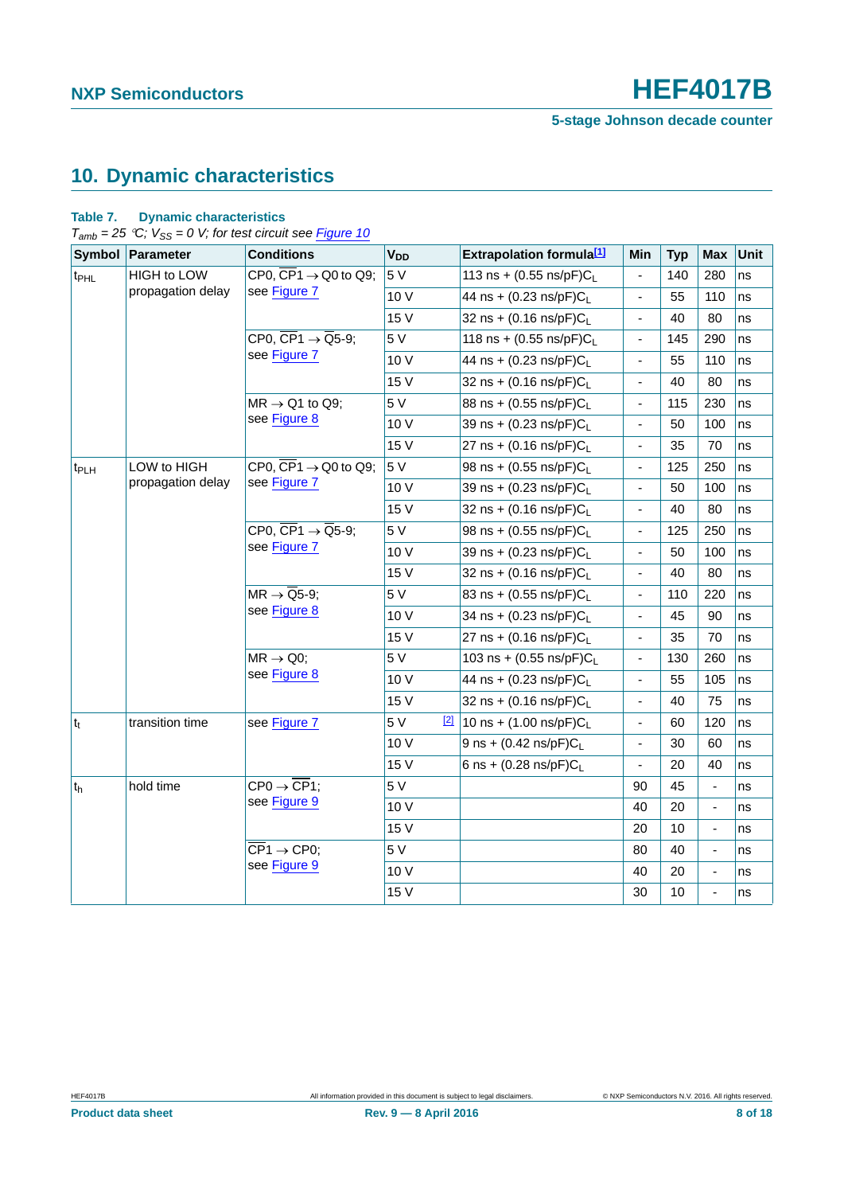## 10. Dynamic characteristics

**Table 7. Dynamic characteristics**

*$T_{amb}$ = 25 °C; $V_{SS}$ = 0 V; for test circuit see Figure 10*

| Symbol | Parameter | Conditions | $V_{DD}$ | Extrapolation formula[1] | Min | Typ | Max | Unit |
|---|---|---|---|---|---|---|---|---|
| $t_{PHL}$ | HIGH to LOW propagation delay | CP0, $\overline{CP1}$ → Q0 to Q9; see Figure 7 | 5 V | 113 ns + (0.55 ns/pF)$C_L$ | - | 140 | 280 | ns |
| | | | 10 V | 44 ns + (0.23 ns/pF)$C_L$ | - | 55 | 110 | ns |
| | | | 15 V | 32 ns + (0.16 ns/pF)$C_L$ | - | 40 | 80 | ns |
| | | CP0, $\overline{CP1}$ → $\overline{Q5\text{-}9}$; see Figure 7 | 5 V | 118 ns + (0.55 ns/pF)$C_L$ | - | 145 | 290 | ns |
| | | | 10 V | 44 ns + (0.23 ns/pF)$C_L$ | - | 55 | 110 | ns |
| | | | 15 V | 32 ns + (0.16 ns/pF)$C_L$ | - | 40 | 80 | ns |
| | | MR → Q1 to Q9; see Figure 8 | 5 V | 88 ns + (0.55 ns/pF)$C_L$ | - | 115 | 230 | ns |
| | | | 10 V | 39 ns + (0.23 ns/pF)$C_L$ | - | 50 | 100 | ns |
| | | | 15 V | 27 ns + (0.16 ns/pF)$C_L$ | - | 35 | 70 | ns |
| $t_{PLH}$ | LOW to HIGH propagation delay | CP0, $\overline{CP1}$ → Q0 to Q9; see Figure 7 | 5 V | 98 ns + (0.55 ns/pF)$C_L$ | - | 125 | 250 | ns |
| | | | 10 V | 39 ns + (0.23 ns/pF)$C_L$ | - | 50 | 100 | ns |
| | | | 15 V | 32 ns + (0.16 ns/pF)$C_L$ | - | 40 | 80 | ns |
| | | CP0, $\overline{CP1}$ → $\overline{Q5\text{-}9}$; see Figure 7 | 5 V | 98 ns + (0.55 ns/pF)$C_L$ | - | 125 | 250 | ns |
| | | | 10 V | 39 ns + (0.23 ns/pF)$C_L$ | - | 50 | 100 | ns |
| | | | 15 V | 32 ns + (0.16 ns/pF)$C_L$ | - | 40 | 80 | ns |
| | | MR → $\overline{Q5\text{-}9}$; see Figure 8 | 5 V | 83 ns + (0.55 ns/pF)$C_L$ | - | 110 | 220 | ns |
| | | | 10 V | 34 ns + (0.23 ns/pF)$C_L$ | - | 45 | 90 | ns |
| | | | 15 V | 27 ns + (0.16 ns/pF)$C_L$ | - | 35 | 70 | ns |
| | | MR → Q0; see Figure 8 | 5 V | 103 ns + (0.55 ns/pF)$C_L$ | - | 130 | 260 | ns |
| | | | 10 V | 44 ns + (0.23 ns/pF)$C_L$ | - | 55 | 105 | ns |
| | | | 15 V | 32 ns + (0.16 ns/pF)$C_L$ | - | 40 | 75 | ns |
| $t_t$ | transition time | see Figure 7 | 5 V [2] | 10 ns + (1.00 ns/pF)$C_L$ | - | 60 | 120 | ns |
| | | | 10 V | 9 ns + (0.42 ns/pF)$C_L$ | - | 30 | 60 | ns |
| | | | 15 V | 6 ns + (0.28 ns/pF)$C_L$ | - | 20 | 40 | ns |
| $t_h$ | hold time | CP0 → $\overline{CP1}$; see Figure 9 | 5 V | | 90 | 45 | - | ns |
| | | | 10 V | | 40 | 20 | - | ns |
| | | | 15 V | | 20 | 10 | - | ns |
| | | $\overline{CP1}$ → CP0; see Figure 9 | 5 V | | 80 | 40 | - | ns |
| | | | 10 V | | 40 | 20 | - | ns |
| | | | 15 V | | 30 | 10 | - | ns |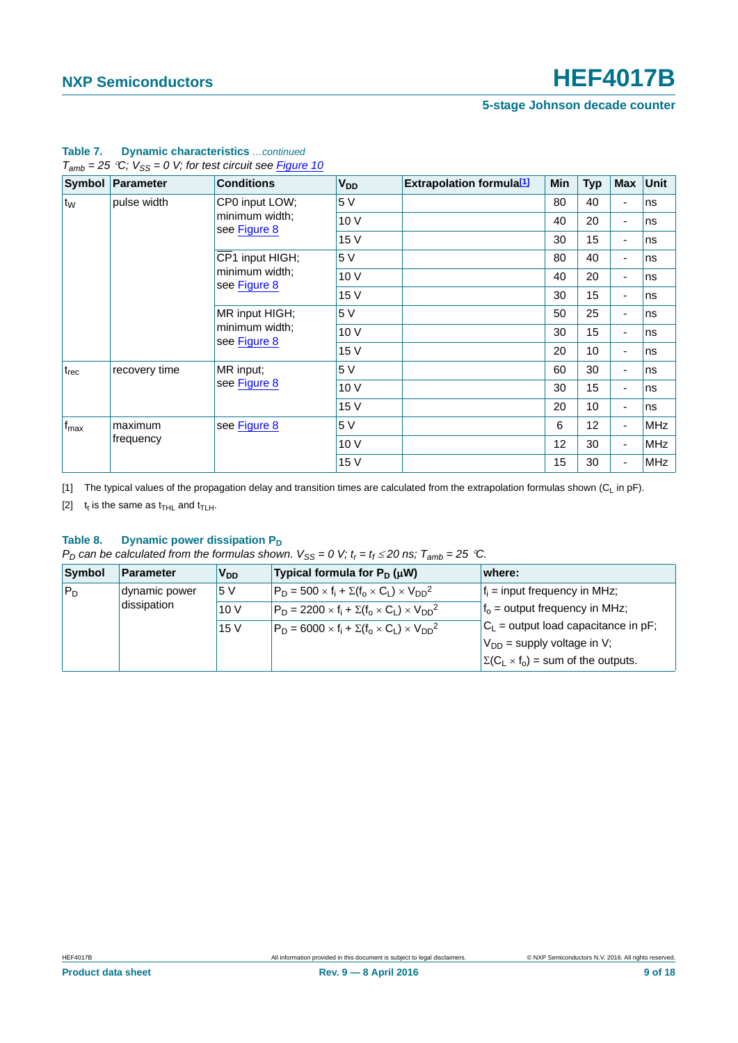**Table 7. Dynamic characteristics** *...continued*

*$T_{amb}$ = 25 °C; $V_{SS}$ = 0 V; for test circuit see Figure 10*

| Symbol | Parameter | Conditions | $V_{DD}$ | Extrapolation formula[1] | Min | Typ | Max | Unit |
|---|---|---|---|---|---|---|---|---|
| $t_W$ | pulse width | CP0 input LOW; minimum width; see Figure 8 | 5 V | | 80 | 40 | - | ns |
| | | | 10 V | | 40 | 20 | - | ns |
| | | | 15 V | | 30 | 15 | - | ns |
| | | $\overline{CP1}$ input HIGH; minimum width; see Figure 8 | 5 V | | 80 | 40 | - | ns |
| | | | 10 V | | 40 | 20 | - | ns |
| | | | 15 V | | 30 | 15 | - | ns |
| | | MR input HIGH; minimum width; see Figure 8 | 5 V | | 50 | 25 | - | ns |
| | | | 10 V | | 30 | 15 | - | ns |
| | | | 15 V | | 20 | 10 | - | ns |
| $t_{rec}$ | recovery time | MR input; see Figure 8 | 5 V | | 60 | 30 | - | ns |
| | | | 10 V | | 30 | 15 | - | ns |
| | | | 15 V | | 20 | 10 | - | ns |
| $f_{max}$ | maximum frequency | see Figure 8 | 5 V | | 6 | 12 | - | MHz |
| | | | 10 V | | 12 | 30 | - | MHz |
| | | | 15 V | | 15 | 30 | - | MHz |

[1] The typical values of the propagation delay and transition times are calculated from the extrapolation formulas shown ($C_L$ in pF).

[2] $t_t$ is the same as $t_{THL}$ and $t_{TLH}$.

**Table 8. Dynamic power dissipation $P_D$**

*$P_D$ can be calculated from the formulas shown. $V_{SS}$ = 0 V; $t_r = t_f \leq 20$ ns; $T_{amb}$ = 25 °C.*

| Symbol | Parameter | $V_{DD}$ | Typical formula for $P_D$ (μW) | where: |
|---|---|---|---|---|
| $P_D$ | dynamic power dissipation | 5 V | $P_D = 500 \times f_i + \Sigma(f_o \times C_L) \times V_{DD}^2$ | $f_i$ = input frequency in MHz; |
| | | 10 V | $P_D = 2200 \times f_i + \Sigma(f_o \times C_L) \times V_{DD}^2$ | $f_o$ = output frequency in MHz; |
| | | 15 V | $P_D = 6000 \times f_i + \Sigma(f_o \times C_L) \times V_{DD}^2$ | $C_L$ = output load capacitance in pF; |
| | | | | $V_{DD}$ = supply voltage in V; |
| | | | | $\Sigma(C_L \times f_o)$ = sum of the outputs. |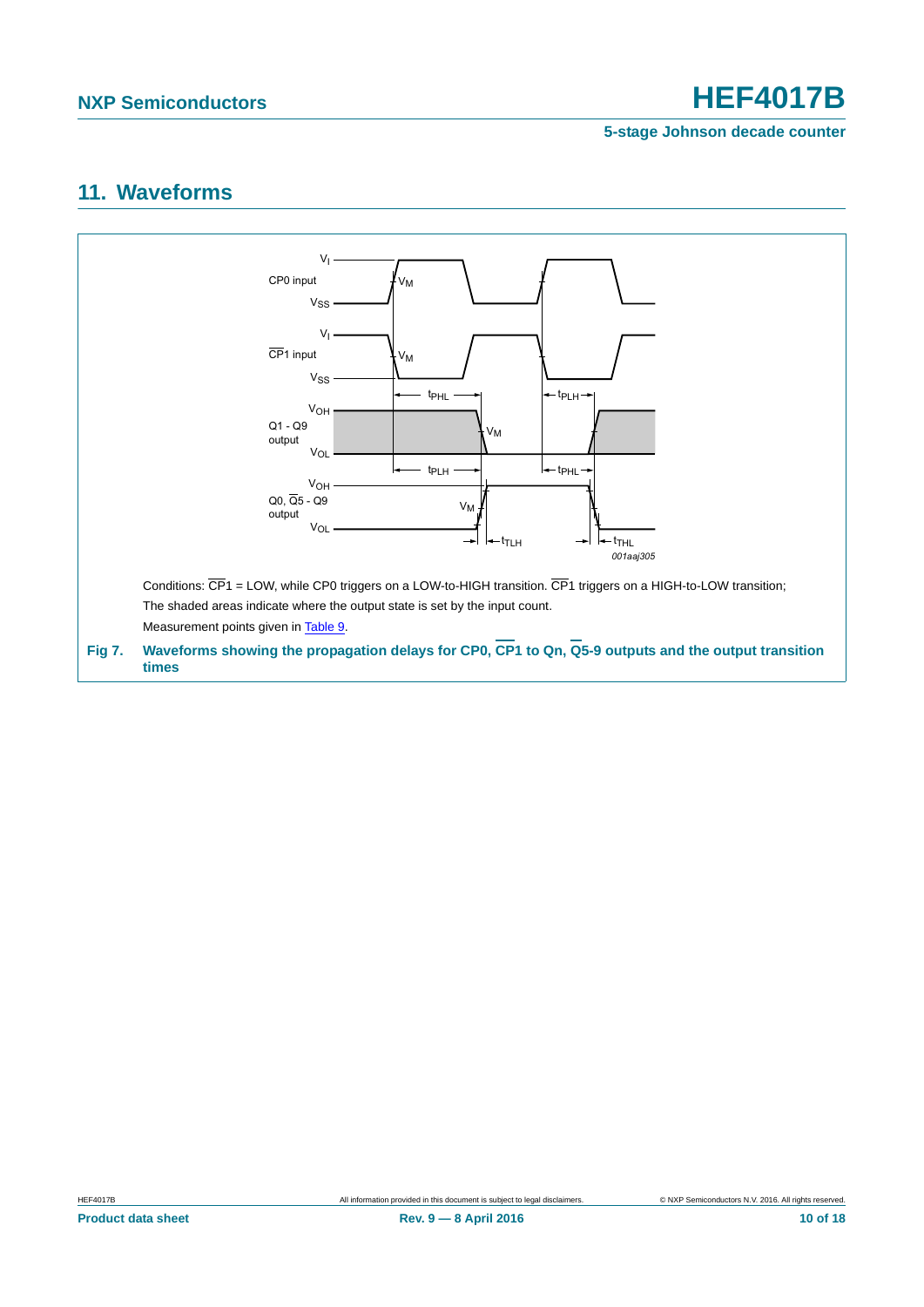## 11. Waveforms

Conditions: $\overline{CP1}$ = LOW, while CP0 triggers on a LOW-to-HIGH transition. $\overline{CP1}$ triggers on a HIGH-to-LOW transition;

The shaded areas indicate where the output state is set by the input count.

Measurement points given in Table 9.

**Fig 7. Waveforms showing the propagation delays for CP0, $\overline{CP1}$ to Qn, $\overline{Q}$5-9 outputs and the output transition times**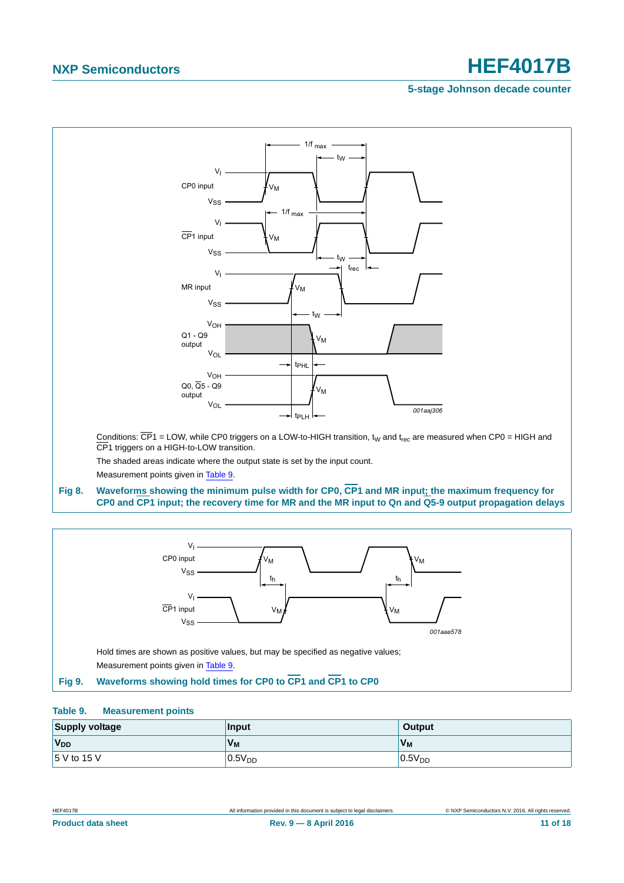Conditions: $\overline{CP1}$ = LOW, while CP0 triggers on a LOW-to-HIGH transition, $t_W$ and $t_{rec}$ are measured when CP0 = HIGH and $\overline{CP1}$ triggers on a HIGH-to-LOW transition.

The shaded areas indicate where the output state is set by the input count.

Measurement points given in Table 9.

**Fig 8. Waveforms showing the minimum pulse width for CP0, $\overline{CP1}$ and MR input; the maximum frequency for CP0 and $\overline{CP1}$ input; the recovery time for MR and the MR input to Qn and $\overline{Q5\text{-}9}$ output propagation delays**

Hold times are shown as positive values, but may be specified as negative values;

Measurement points given in Table 9.

**Fig 9. Waveforms showing hold times for CP0 to $\overline{CP1}$ and $\overline{CP1}$ to CP0**

**Table 9. Measurement points**

| Supply voltage | Input | Output |
|---|---|---|
| $V_{DD}$ | $V_M$ | $V_M$ |
| 5 V to 15 V | $0.5V_{DD}$ | $0.5V_{DD}$ |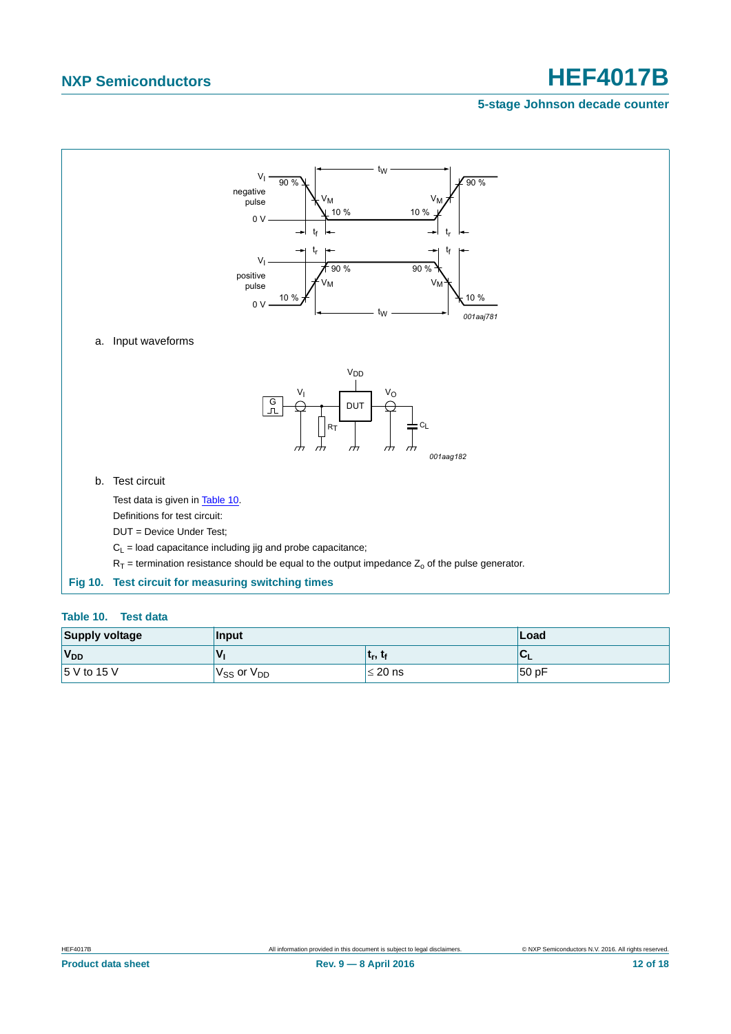a. Input waveforms

b. Test circuit

Test data is given in Table 10.

Definitions for test circuit:

DUT = Device Under Test;

$C_L$ = load capacitance including jig and probe capacitance;

$R_T$ = termination resistance should be equal to the output impedance $Z_o$ of the pulse generator.

**Fig 10. Test circuit for measuring switching times**

**Table 10. Test data**

| Supply voltage | Input | | Load |
|---|---|---|---|
| $V_{DD}$ | $V_I$ | $t_r$, $t_f$ | $C_L$ |
| 5 V to 15 V | $V_{SS}$ or $V_{DD}$ | ≤ 20 ns | 50 pF |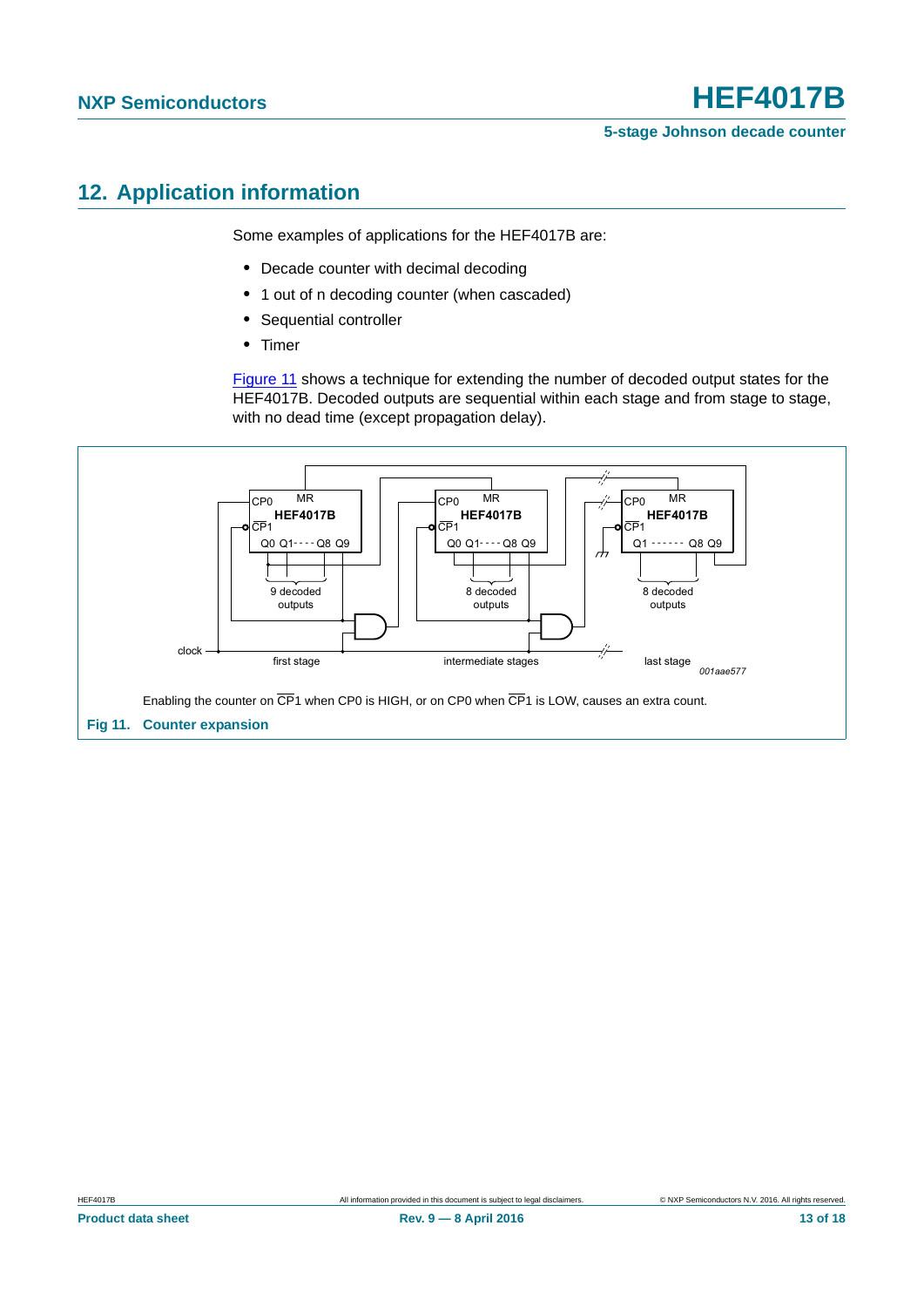## 12. Application information

Some examples of applications for the HEF4017B are:

- Decade counter with decimal decoding
- 1 out of n decoding counter (when cascaded)
- Sequential controller
- Timer

Figure 11 shows a technique for extending the number of decoded output states for the HEF4017B. Decoded outputs are sequential within each stage and from stage to stage, with no dead time (except propagation delay).

Enabling the counter on $\overline{CP1}$ when CP0 is HIGH, or on CP0 when $\overline{CP1}$ is LOW, causes an extra count.

**Fig 11. Counter expansion**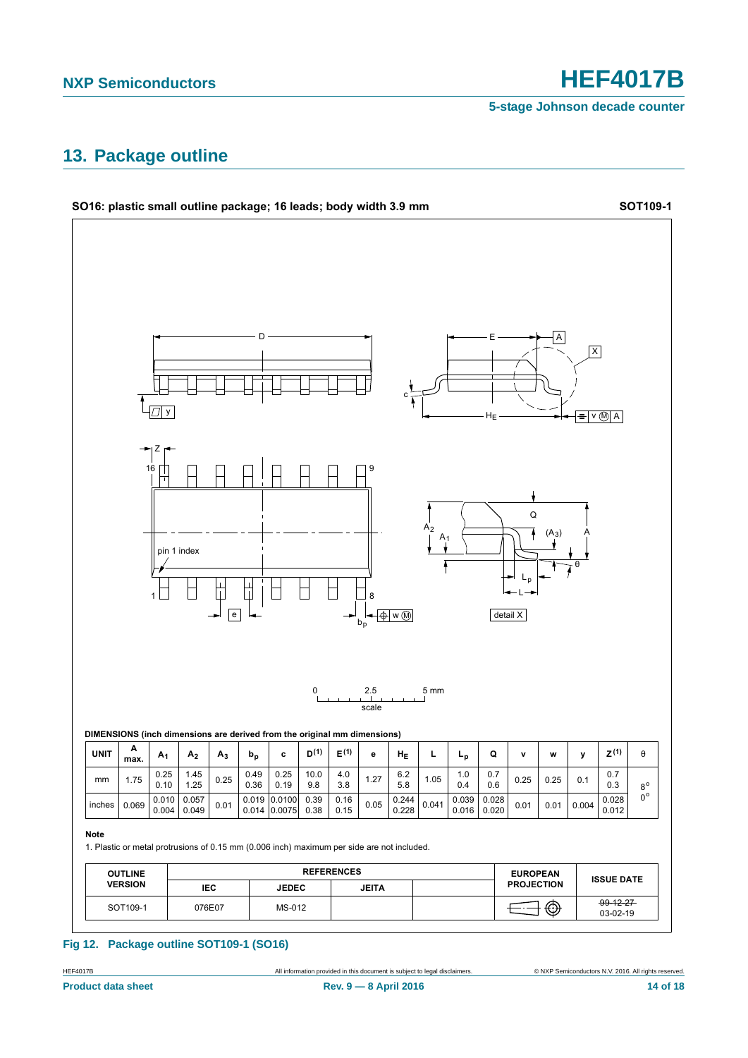## 13. Package outline

**SO16: plastic small outline package; 16 leads; body width 3.9 mm** **SOT109-1**

**DIMENSIONS (inch dimensions are derived from the original mm dimensions)**

| UNIT | A max. | $A_1$ | $A_2$ | $A_3$ | $b_p$ | c | D(1) | E(1) | e | $H_E$ | L | $L_p$ | Q | v | w | y | Z(1) | θ |
|---|---|---|---|---|---|---|---|---|---|---|---|---|---|---|---|---|---|---|
| mm | 1.75 | 0.25<br>0.10 | 1.45<br>1.25 | 0.25 | 0.49<br>0.36 | 0.25<br>0.19 | 10.0<br>9.8 | 4.0<br>3.8 | 1.27 | 6.2<br>5.8 | 1.05 | 1.0<br>0.4 | 0.7<br>0.6 | 0.25 | 0.25 | 0.1 | 0.7<br>0.3 | 8°<br>0° |
| inches | 0.069 | 0.010<br>0.004 | 0.057<br>0.049 | 0.01 | 0.019<br>0.014 | 0.0100<br>0.0075 | 0.39<br>0.38 | 0.16<br>0.15 | 0.05 | 0.244<br>0.228 | 0.041 | 0.039<br>0.016 | 0.028<br>0.020 | 0.01 | 0.01 | 0.004 | 0.028<br>0.012 | |

**Note**

1. Plastic or metal protrusions of 0.15 mm (0.006 inch) maximum per side are not included.

| OUTLINE VERSION | REFERENCES | | | | EUROPEAN PROJECTION | ISSUE DATE |
|---|---|---|---|---|---|---|
| | IEC | JEDEC | JEITA | | | |
| SOT109-1 | 076E07 | MS-012 | | | | ~~99-12-27~~<br>03-02-19 |

**Fig 12. Package outline SOT109-1 (SO16)**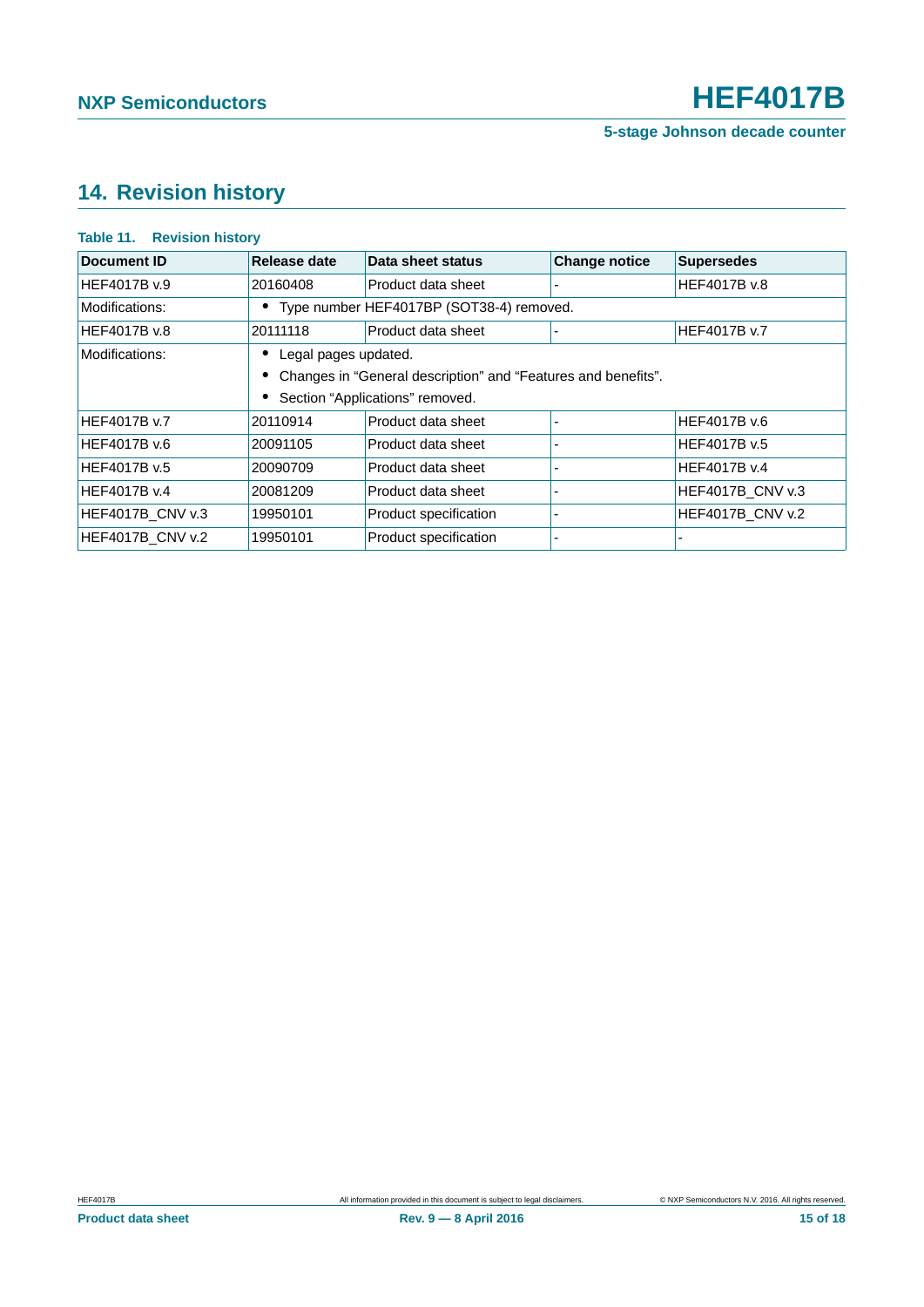## 14. Revision history

**Table 11. Revision history**

| Document ID | Release date | Data sheet status | Change notice | Supersedes |
|---|---|---|---|---|
| HEF4017B v.9 | 20160408 | Product data sheet | - | HEF4017B v.8 |
| Modifications: | • Type number HEF4017BP (SOT38-4) removed. | | | |
| HEF4017B v.8 | 20111118 | Product data sheet | - | HEF4017B v.7 |
| Modifications: | • Legal pages updated.<br>• Changes in “General description” and “Features and benefits”.<br>• Section “Applications” removed. | | | |
| HEF4017B v.7 | 20110914 | Product data sheet | - | HEF4017B v.6 |
| HEF4017B v.6 | 20091105 | Product data sheet | - | HEF4017B v.5 |
| HEF4017B v.5 | 20090709 | Product data sheet | - | HEF4017B v.4 |
| HEF4017B v.4 | 20081209 | Product data sheet | - | HEF4017B_CNV v.3 |
| HEF4017B_CNV v.3 | 19950101 | Product specification | - | HEF4017B_CNV v.2 |
| HEF4017B_CNV v.2 | 19950101 | Product specification | - | - |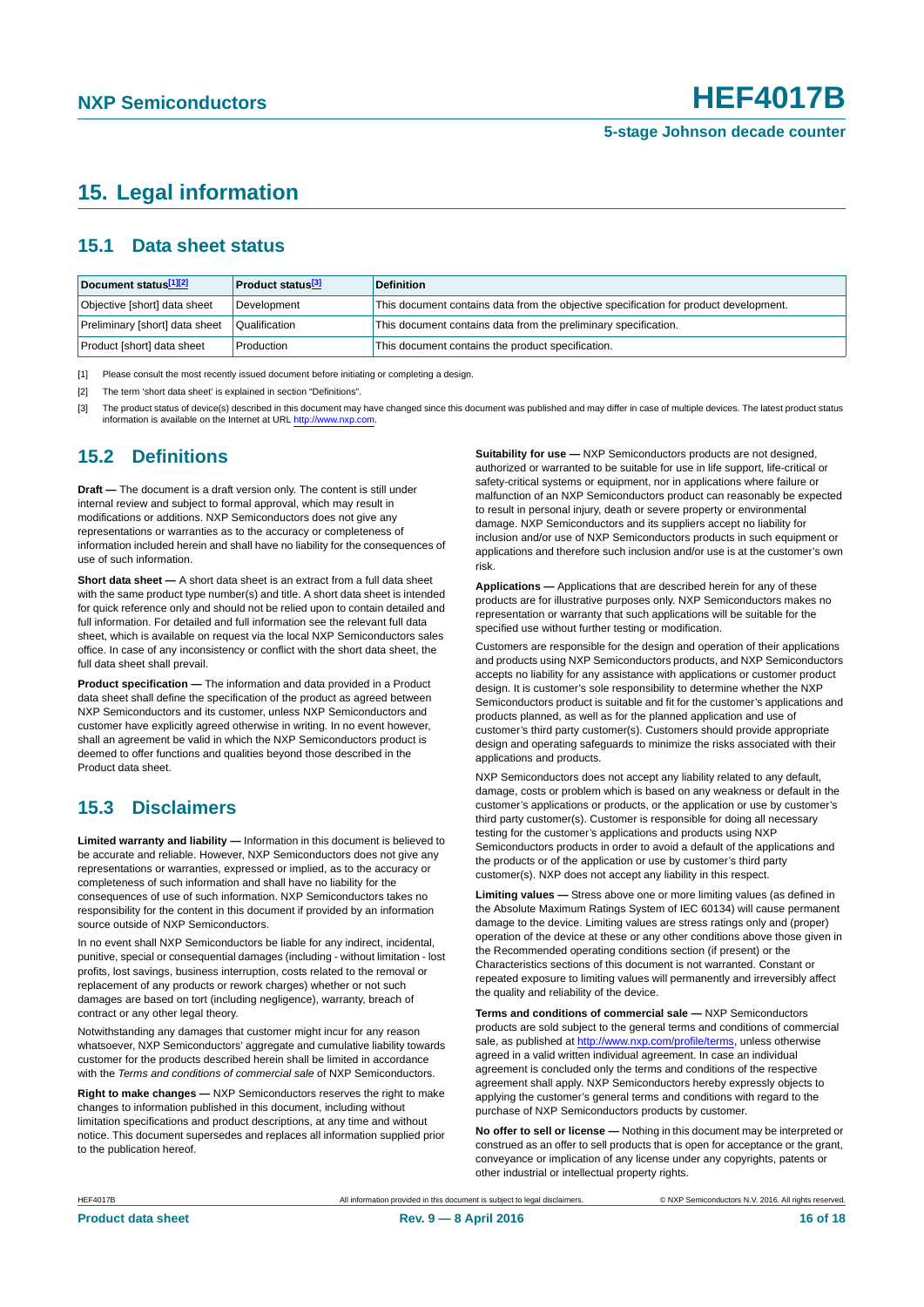# 15. Legal information

## 15.1 Data sheet status

| Document status[1][2] | Product status[3] | Definition |
|---|---|---|
| Objective [short] data sheet | Development | This document contains data from the objective specification for product development. |
| Preliminary [short] data sheet | Qualification | This document contains data from the preliminary specification. |
| Product [short] data sheet | Production | This document contains the product specification. |

[1] Please consult the most recently issued document before initiating or completing a design.

[2] The term 'short data sheet' is explained in section "Definitions".

[3] The product status of device(s) described in this document may have changed since this document was published and may differ in case of multiple devices. The latest product status information is available on the Internet at URL http://www.nxp.com.

## 15.2 Definitions

**Draft —** The document is a draft version only. The content is still under internal review and subject to formal approval, which may result in modifications or additions. NXP Semiconductors does not give any representations or warranties as to the accuracy or completeness of information included herein and shall have no liability for the consequences of use of such information.

**Short data sheet —** A short data sheet is an extract from a full data sheet with the same product type number(s) and title. A short data sheet is intended for quick reference only and should not be relied upon to contain detailed and full information. For detailed and full information see the relevant full data sheet, which is available on request via the local NXP Semiconductors sales office. In case of any inconsistency or conflict with the short data sheet, the full data sheet shall prevail.

**Product specification —** The information and data provided in a Product data sheet shall define the specification of the product as agreed between NXP Semiconductors and its customer, unless NXP Semiconductors and customer have explicitly agreed otherwise in writing. In no event however, shall an agreement be valid in which the NXP Semiconductors product is deemed to offer functions and qualities beyond those described in the Product data sheet.

## 15.3 Disclaimers

**Limited warranty and liability —** Information in this document is believed to be accurate and reliable. However, NXP Semiconductors does not give any representations or warranties, expressed or implied, as to the accuracy or completeness of such information and shall have no liability for the consequences of use of such information. NXP Semiconductors takes no responsibility for the content in this document if provided by an information source outside of NXP Semiconductors.

In no event shall NXP Semiconductors be liable for any indirect, incidental, punitive, special or consequential damages (including - without limitation - lost profits, lost savings, business interruption, costs related to the removal or replacement of any products or rework charges) whether or not such damages are based on tort (including negligence), warranty, breach of contract or any other legal theory.

Notwithstanding any damages that customer might incur for any reason whatsoever, NXP Semiconductors' aggregate and cumulative liability towards customer for the products described herein shall be limited in accordance with the *Terms and conditions of commercial sale* of NXP Semiconductors.

**Right to make changes —** NXP Semiconductors reserves the right to make changes to information published in this document, including without limitation specifications and product descriptions, at any time and without notice. This document supersedes and replaces all information supplied prior to the publication hereof.

**Suitability for use —** NXP Semiconductors products are not designed, authorized or warranted to be suitable for use in life support, life-critical or safety-critical systems or equipment, nor in applications where failure or malfunction of an NXP Semiconductors product can reasonably be expected to result in personal injury, death or severe property or environmental damage. NXP Semiconductors and its suppliers accept no liability for inclusion and/or use of NXP Semiconductors products in such equipment or applications and therefore such inclusion and/or use is at the customer's own risk.

**Applications —** Applications that are described herein for any of these products are for illustrative purposes only. NXP Semiconductors makes no representation or warranty that such applications will be suitable for the specified use without further testing or modification.

Customers are responsible for the design and operation of their applications and products using NXP Semiconductors products, and NXP Semiconductors accepts no liability for any assistance with applications or customer product design. It is customer's sole responsibility to determine whether the NXP Semiconductors product is suitable and fit for the customer's applications and products planned, as well as for the planned application and use of customer's third party customer(s). Customers should provide appropriate design and operating safeguards to minimize the risks associated with their applications and products.

NXP Semiconductors does not accept any liability related to any default, damage, costs or problem which is based on any weakness or default in the customer's applications or products, or the application or use by customer's third party customer(s). Customer is responsible for doing all necessary testing for the customer's applications and products using NXP Semiconductors products in order to avoid a default of the applications and the products or of the application or use by customer's third party customer(s). NXP does not accept any liability in this respect.

**Limiting values —** Stress above one or more limiting values (as defined in the Absolute Maximum Ratings System of IEC 60134) will cause permanent damage to the device. Limiting values are stress ratings only and (proper) operation of the device at these or any other conditions above those given in the Recommended operating conditions section (if present) or the Characteristics sections of this document is not warranted. Constant or repeated exposure to limiting values will permanently and irreversibly affect the quality and reliability of the device.

**Terms and conditions of commercial sale —** NXP Semiconductors products are sold subject to the general terms and conditions of commercial sale, as published at http://www.nxp.com/profile/terms, unless otherwise agreed in a valid written individual agreement. In case an individual agreement is concluded only the terms and conditions of the respective agreement shall apply. NXP Semiconductors hereby expressly objects to applying the customer's general terms and conditions with regard to the purchase of NXP Semiconductors products by customer.

**No offer to sell or license —** Nothing in this document may be interpreted or construed as an offer to sell products that is open for acceptance or the grant, conveyance or implication of any license under any copyrights, patents or other industrial or intellectual property rights.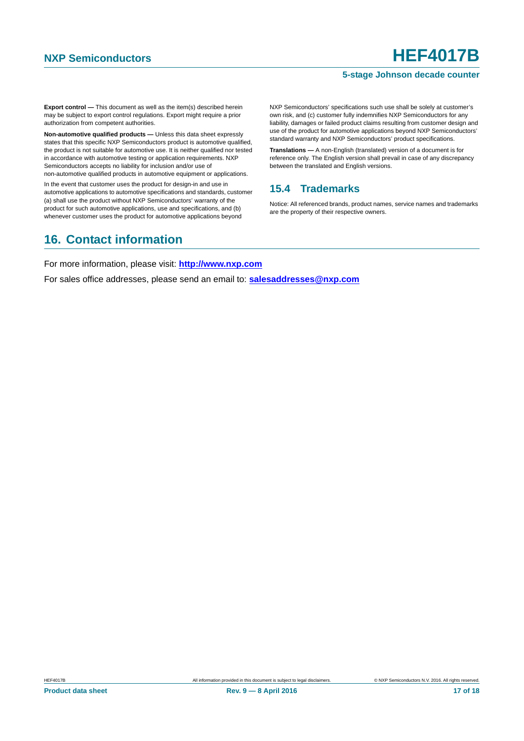**Export control —** This document as well as the item(s) described herein may be subject to export control regulations. Export might require a prior authorization from competent authorities.

**Non-automotive qualified products —** Unless this data sheet expressly states that this specific NXP Semiconductors product is automotive qualified, the product is not suitable for automotive use. It is neither qualified nor tested in accordance with automotive testing or application requirements. NXP Semiconductors accepts no liability for inclusion and/or use of non-automotive qualified products in automotive equipment or applications.

In the event that customer uses the product for design-in and use in automotive applications to automotive specifications and standards, customer (a) shall use the product without NXP Semiconductors' warranty of the product for such automotive applications, use and specifications, and (b) whenever customer uses the product for automotive applications beyond NXP Semiconductors' specifications such use shall be solely at customer's own risk, and (c) customer fully indemnifies NXP Semiconductors for any liability, damages or failed product claims resulting from customer design and use of the product for automotive applications beyond NXP Semiconductors' standard warranty and NXP Semiconductors' product specifications.

**Translations —** A non-English (translated) version of a document is for reference only. The English version shall prevail in case of any discrepancy between the translated and English versions.

### 15.4 Trademarks

Notice: All referenced brands, product names, service names and trademarks are the property of their respective owners.

## 16. Contact information

For more information, please visit: **http://www.nxp.com**

For sales office addresses, please send an email to: **salesaddresses@nxp.com**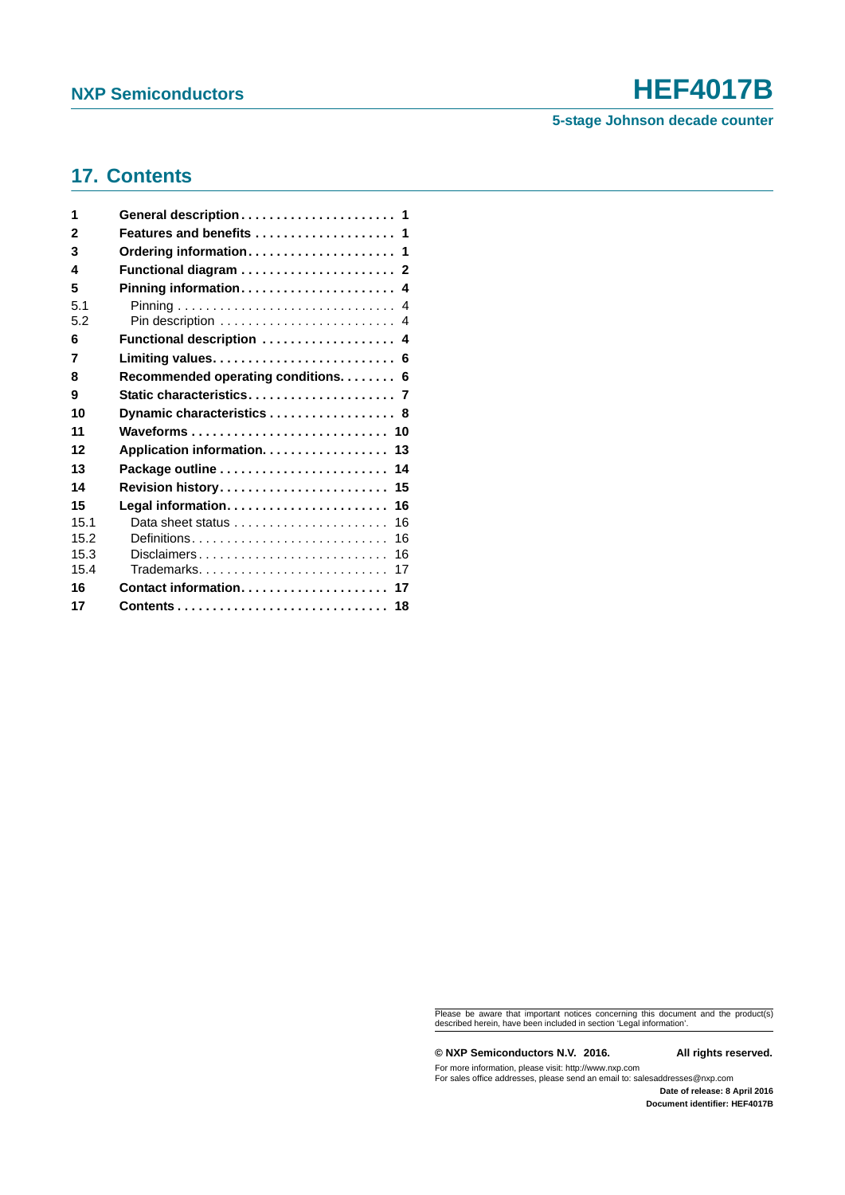## 17. Contents

| | | |
|---|---|---|
| **1** | **General description** | **1** |
| **2** | **Features and benefits** | **1** |
| **3** | **Ordering information** | **1** |
| **4** | **Functional diagram** | **2** |
| **5** | **Pinning information** | **4** |
| 5.1 | Pinning | 4 |
| 5.2 | Pin description | 4 |
| **6** | **Functional description** | **4** |
| **7** | **Limiting values** | **6** |
| **8** | **Recommended operating conditions** | **6** |
| **9** | **Static characteristics** | **7** |
| **10** | **Dynamic characteristics** | **8** |
| **11** | **Waveforms** | **10** |
| **12** | **Application information** | **13** |
| **13** | **Package outline** | **14** |
| **14** | **Revision history** | **15** |
| **15** | **Legal information** | **16** |
| 15.1 | Data sheet status | 16 |
| 15.2 | Definitions | 16 |
| 15.3 | Disclaimers | 16 |
| 15.4 | Trademarks | 17 |
| **16** | **Contact information** | **17** |
| **17** | **Contents** | **18** |

Please be aware that important notices concerning this document and the product(s) described herein, have been included in section 'Legal information'.

**© NXP Semiconductors N.V. 2016. All rights reserved.**

For more information, please visit: http://www.nxp.com
For sales office addresses, please send an email to: salesaddresses@nxp.com

**Date of release: 8 April 2016**
**Document identifier: HEF4017B**